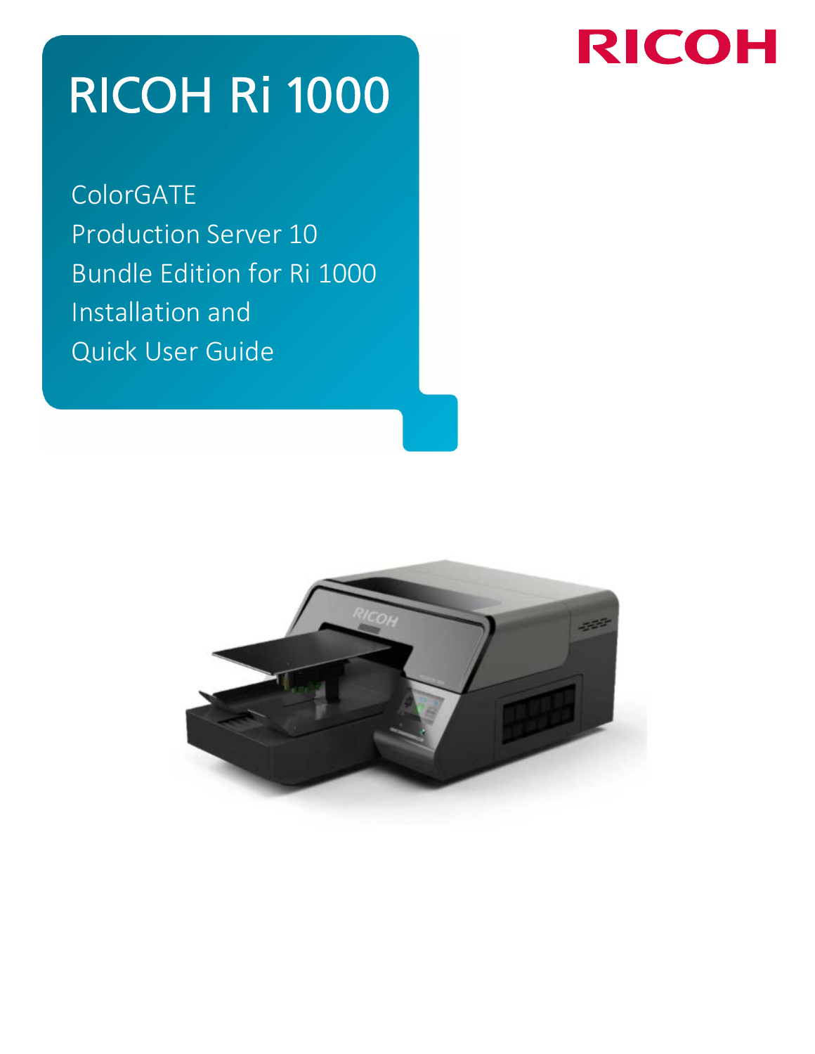RICOH

# RICOH Ri 1000

ColorGATE
Production Server 10
Bundle Edition for Ri 1000
Installation and
Quick User Guide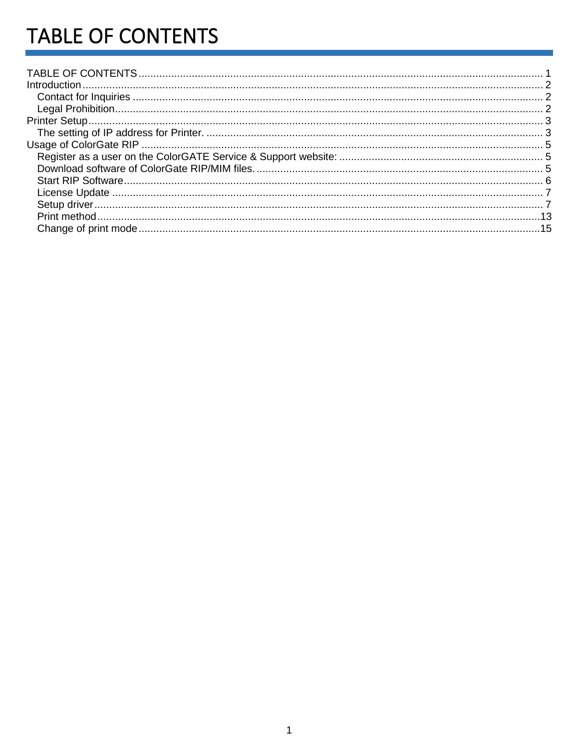# TABLE OF CONTENTS

TABLE OF CONTENTS ........................................................................................................................ 1
Introduction .......................................................................................................................................... 2
    Contact for Inquiries ........................................................................................................................ 2
    Legal Prohibition ............................................................................................................................... 2
Printer Setup ......................................................................................................................................... 3
    The setting of IP address for Printer. ................................................................................................ 3
Usage of ColorGate RIP ....................................................................................................................... 5
    Register as a user on the ColorGATE Service & Support website: .................................................... 5
    Download software of ColorGate RIP/MIM files. ................................................................................ 5
    Start RIP Software ............................................................................................................................ 6
    License Update ................................................................................................................................. 7
    Setup driver ....................................................................................................................................... 7
    Print method .................................................................................................................................... 13
    Change of print mode ...................................................................................................................... 15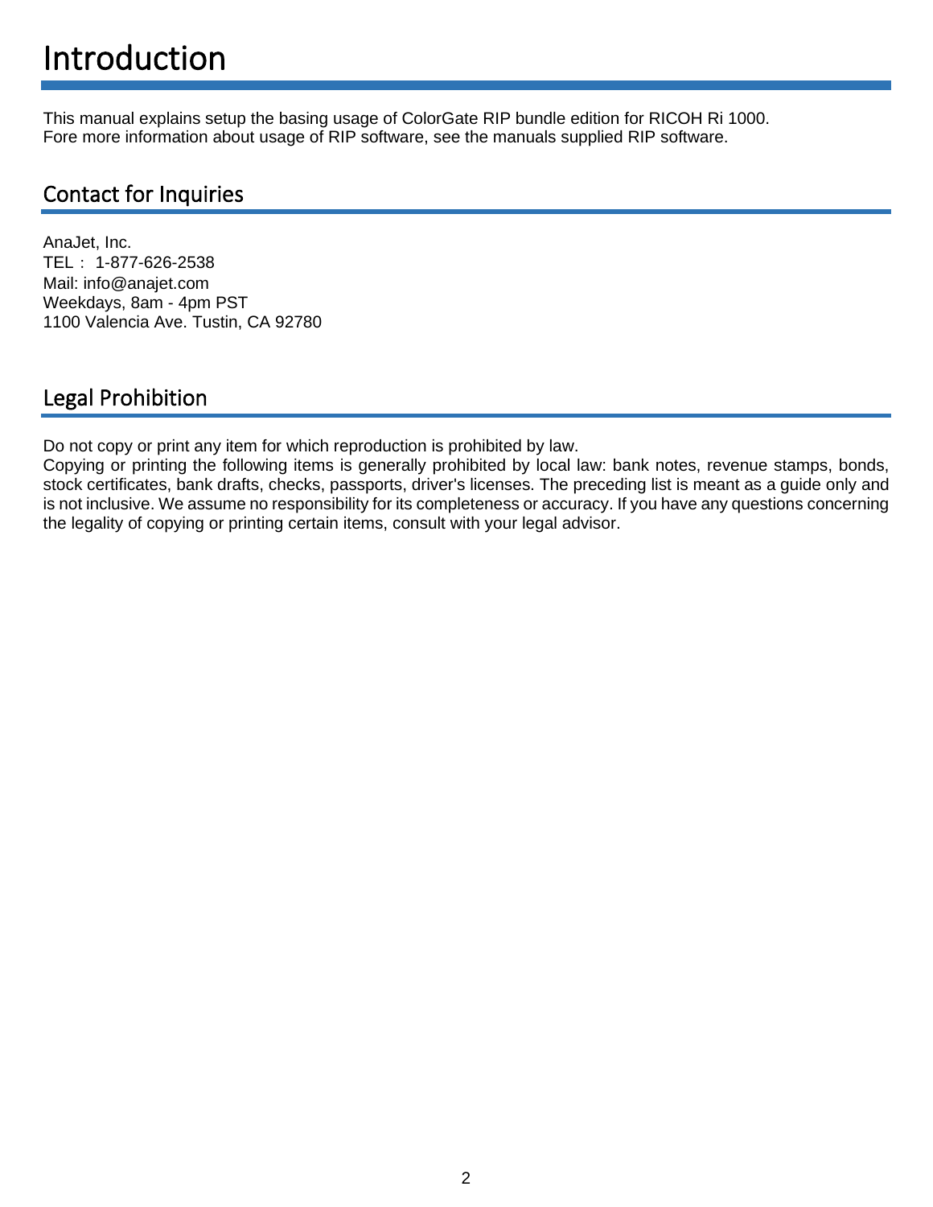# Introduction

This manual explains setup the basing usage of ColorGate RIP bundle edition for RICOH Ri 1000.
Fore more information about usage of RIP software, see the manuals supplied RIP software.

## Contact for Inquiries

AnaJet, Inc.
TEL： 1-877-626-2538
Mail: info@anajet.com
Weekdays, 8am - 4pm PST
1100 Valencia Ave. Tustin, CA 92780

## Legal Prohibition

Do not copy or print any item for which reproduction is prohibited by law.
Copying or printing the following items is generally prohibited by local law: bank notes, revenue stamps, bonds, stock certificates, bank drafts, checks, passports, driver's licenses. The preceding list is meant as a guide only and is not inclusive. We assume no responsibility for its completeness or accuracy. If you have any questions concerning the legality of copying or printing certain items, consult with your legal advisor.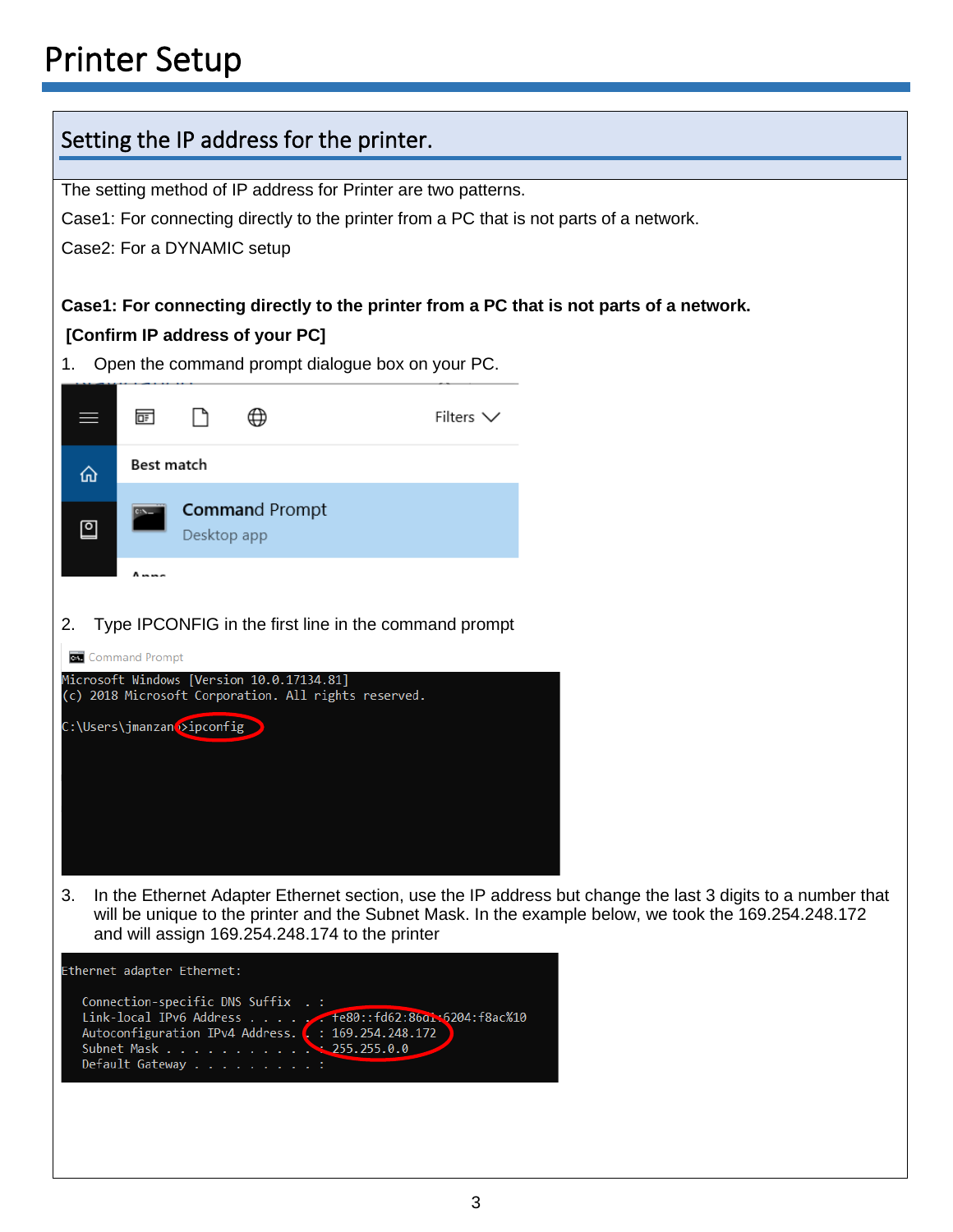# Printer Setup

## Setting the IP address for the printer.

The setting method of IP address for Printer are two patterns.

Case1: For connecting directly to the printer from a PC that is not parts of a network.

Case2: For a DYNAMIC setup

**Case1: For connecting directly to the printer from a PC that is not parts of a network.**

**[Confirm IP address of your PC]**

1. Open the command prompt dialogue box on your PC.

Filters

Best match

Command Prompt
Desktop app

2. Type IPCONFIG in the first line in the command prompt

Command Prompt

```
Microsoft Windows [Version 10.0.17134.81]
(c) 2018 Microsoft Corporation. All rights reserved.

C:\Users\jmanzan>ipconfig
```

3. In the Ethernet Adapter Ethernet section, use the IP address but change the last 3 digits to a number that will be unique to the printer and the Subnet Mask. In the example below, we took the 169.254.248.172 and will assign 169.254.248.174 to the printer

```
Ethernet adapter Ethernet:

   Connection-specific DNS Suffix  . :
   Link-local IPv6 Address . . . . . : fe80::fd62:86d1:6204:f8ac%10
   Autoconfiguration IPv4 Address. . : 169.254.248.172
   Subnet Mask . . . . . . . . . . . : 255.255.0.0
   Default Gateway . . . . . . . . . :
```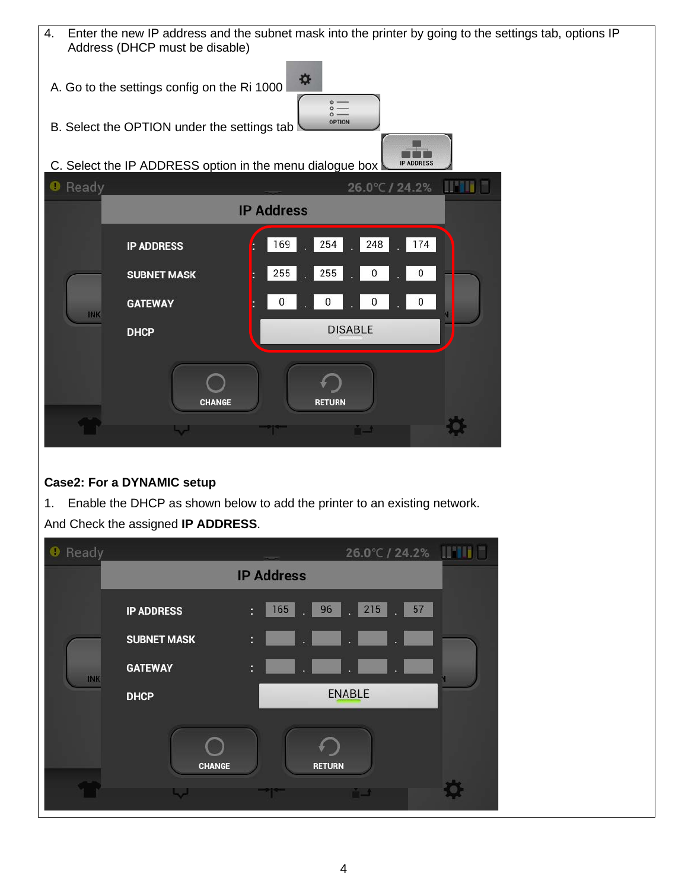4. Enter the new IP address and the subnet mask into the printer by going to the settings tab, options IP Address (DHCP must be disable)

A. Go to the settings config on the Ri 1000

B. Select the OPTION under the settings tab

C. Select the IP ADDRESS option in the menu dialogue box

**Case2: For a DYNAMIC setup**

1. Enable the DHCP as shown below to add the printer to an existing network.

And Check the assigned **IP ADDRESS**.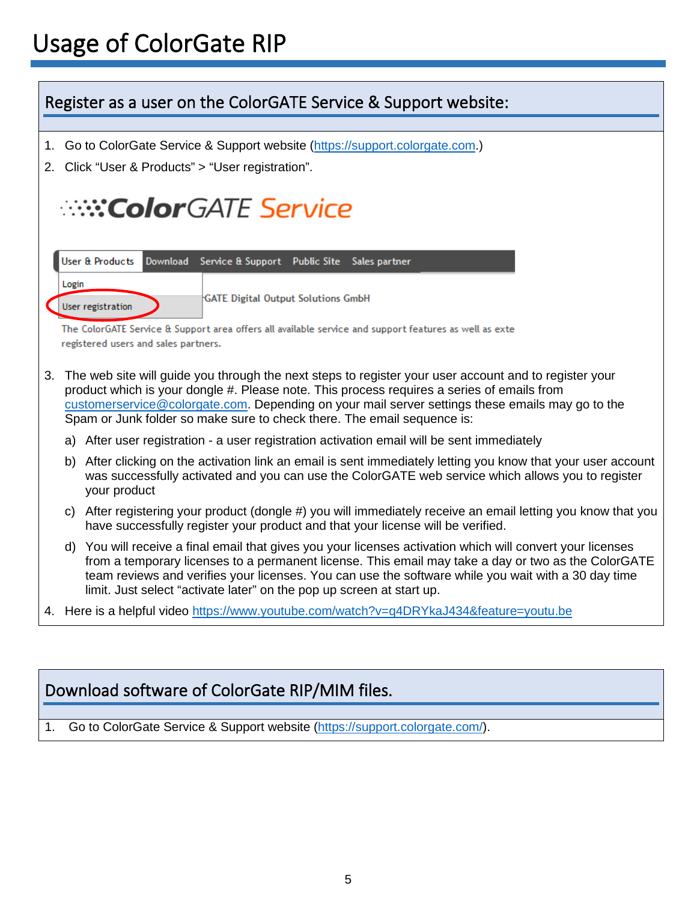# Usage of ColorGate RIP

## Register as a user on the ColorGATE Service & Support website:

1. Go to ColorGate Service & Support website (https://support.colorgate.com.)
2. Click “User & Products” > “User registration”.

3. The web site will guide you through the next steps to register your user account and to register your product which is your dongle #. Please note. This process requires a series of emails from customerservice@colorgate.com. Depending on your mail server settings these emails may go to the Spam or Junk folder so make sure to check there. The email sequence is:
   a) After user registration - a user registration activation email will be sent immediately
   b) After clicking on the activation link an email is sent immediately letting you know that your user account was successfully activated and you can use the ColorGATE web service which allows you to register your product
   c) After registering your product (dongle #) you will immediately receive an email letting you know that you have successfully register your product and that your license will be verified.
   d) You will receive a final email that gives you your licenses activation which will convert your licenses from a temporary licenses to a permanent license. This email may take a day or two as the ColorGATE team reviews and verifies your licenses. You can use the software while you wait with a 30 day time limit. Just select “activate later” on the pop up screen at start up.
4. Here is a helpful video https://www.youtube.com/watch?v=q4DRYkaJ434&feature=youtu.be

## Download software of ColorGate RIP/MIM files.

1. Go to ColorGate Service & Support website (https://support.colorgate.com/).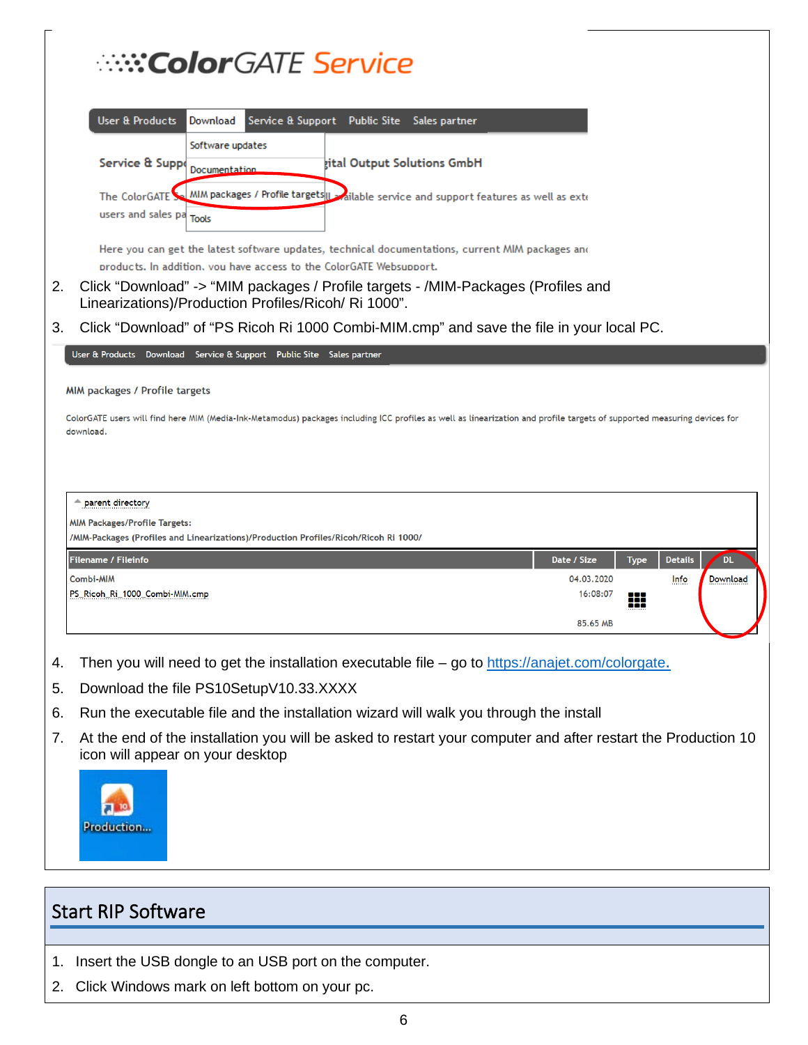2. Click “Download” -> “MIM packages / Profile targets - /MIM-Packages (Profiles and Linearizations)/Production Profiles/Ricoh/ Ri 1000”.
3. Click “Download” of “PS Ricoh Ri 1000 Combi-MIM.cmp” and save the file in your local PC.
4. Then you will need to get the installation executable file – go to https://anajet.com/colorgate.
5. Download the file PS10SetupV10.33.XXXX
6. Run the executable file and the installation wizard will walk you through the install
7. At the end of the installation you will be asked to restart your computer and after restart the Production 10 icon will appear on your desktop

## Start RIP Software

1. Insert the USB dongle to an USB port on the computer.
2. Click Windows mark on left bottom on your pc.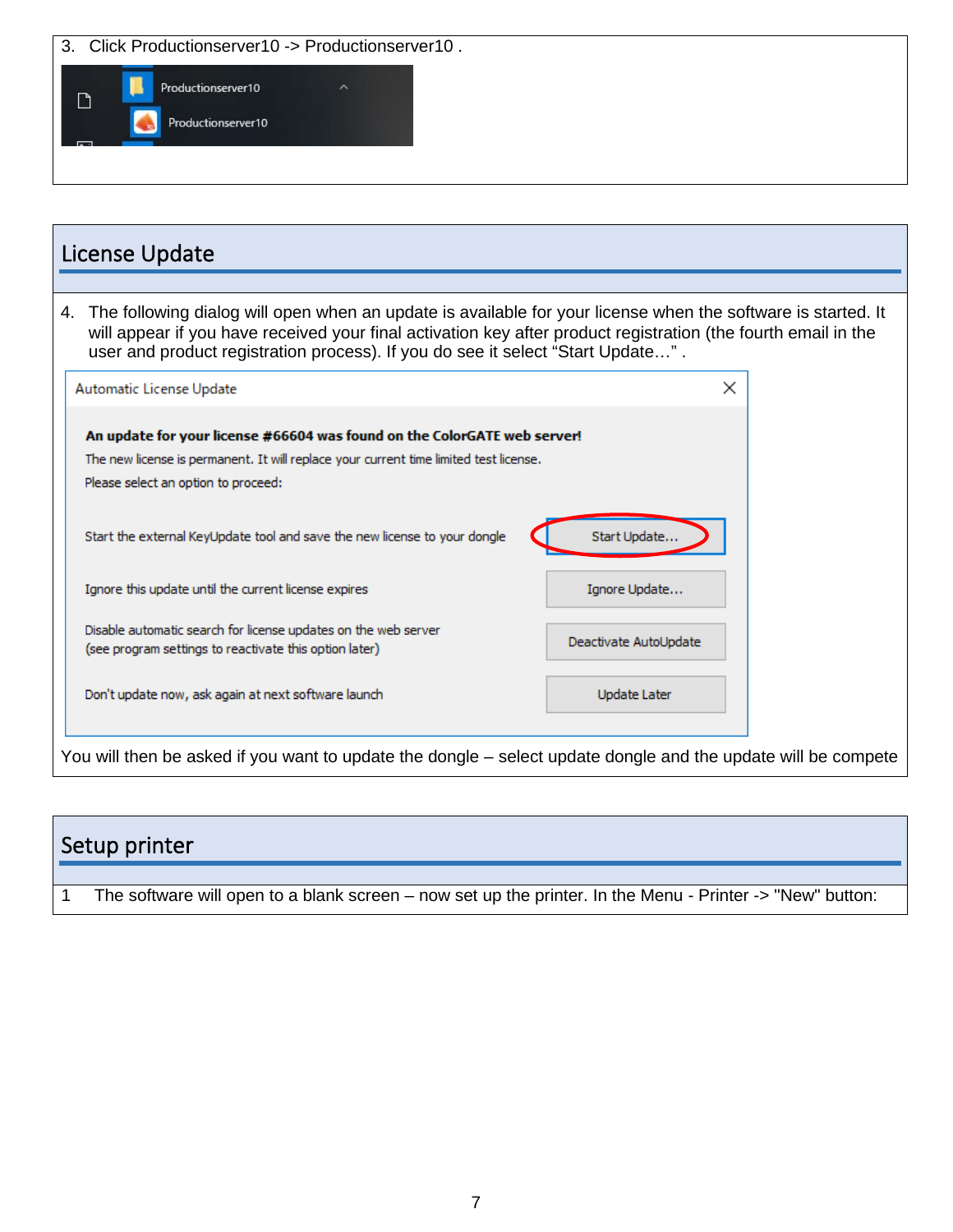3. Click Productionserver10 -> Productionserver10 .

## License Update

4. The following dialog will open when an update is available for your license when the software is started. It will appear if you have received your final activation key after product registration (the fourth email in the user and product registration process). If you do see it select "Start Update…" .

You will then be asked if you want to update the dongle – select update dongle and the update will be compete

## Setup printer

1 The software will open to a blank screen – now set up the printer. In the Menu - Printer -> "New" button: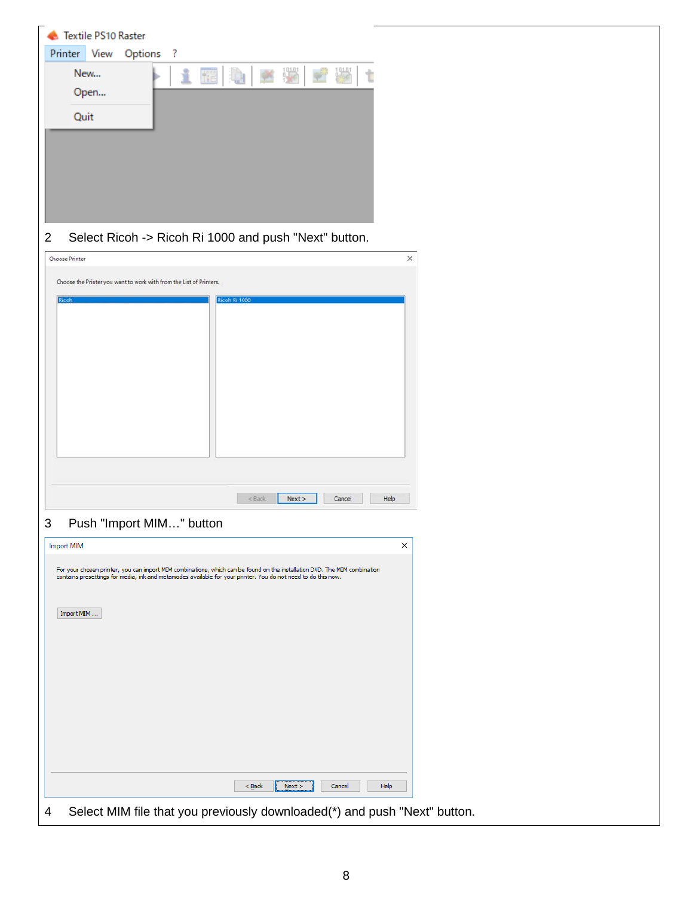Textile PS10 Raster

Printer View Options ?

New...
Open...
Quit

2 Select Ricoh -> Ricoh Ri 1000 and push "Next" button.

Choose Printer

Choose the Printer you want to work with from the List of Printers.

Ricoh

Ricoh Ri 1000

< Back Next > Cancel Help

3 Push "Import MIM…" button

Import MIM

For your chosen printer, you can import MIM combinations, which can be found on the installation DVD. The MIM combination contains presettings for media, ink and metamodes available for your printer. You do not need to do this now.

Import MIM ...

< Back Next > Cancel Help

4 Select MIM file that you previously downloaded(*) and push "Next" button.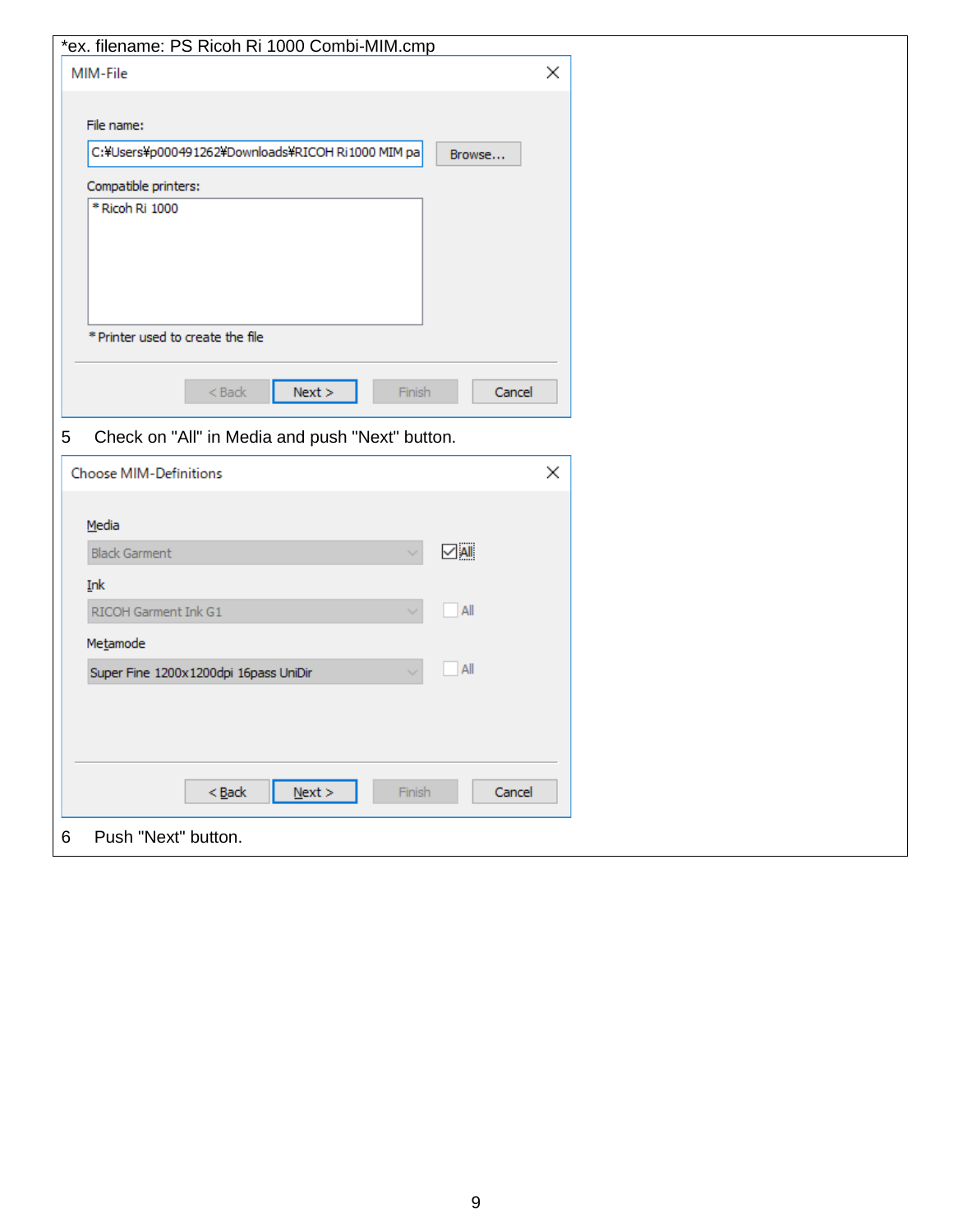*ex. filename: PS Ricoh Ri 1000 Combi-MIM.cmp

MIM-File

File name:

C:¥Users¥p000491262¥Downloads¥RICOH Ri1000 MIM pa

Browse...

Compatible printers:

* Ricoh Ri 1000

* Printer used to create the file

< Back | Next > | Finish | Cancel

5 Check on "All" in Media and push "Next" button.

Choose MIM-Definitions

Media

Black Garment — All

Ink

RICOH Garment Ink G1 — All

Metamode

Super Fine 1200x1200dpi 16pass UniDir — All

< Back | Next > | Finish | Cancel

6 Push "Next" button.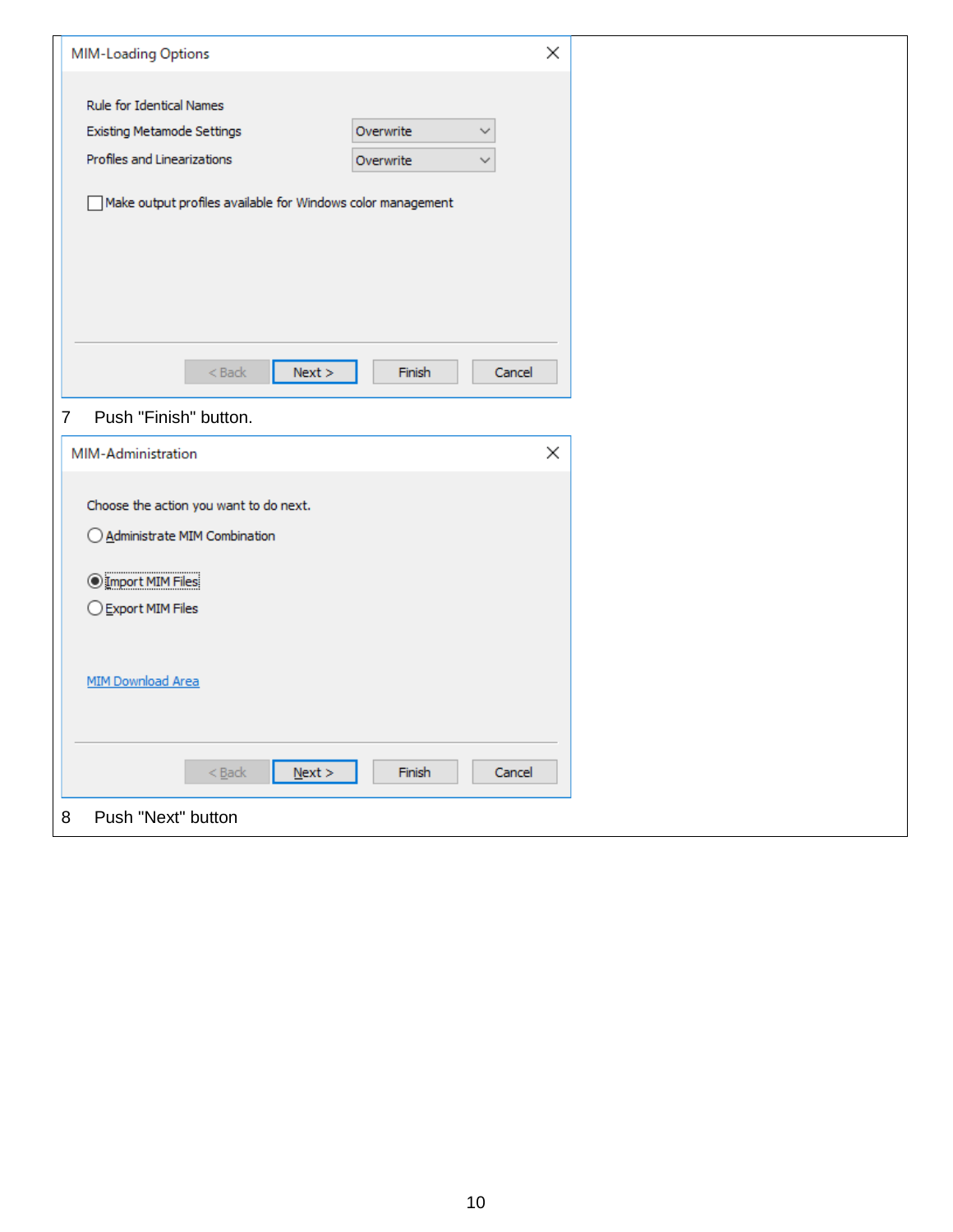MIM-Loading Options

Rule for Identical Names

Existing Metamode Settings — Overwrite

Profiles and Linearizations — Overwrite

☐ Make output profiles available for Windows color management

< Back | Next > | Finish | Cancel

7 Push "Finish" button.

MIM-Administration

Choose the action you want to do next.

○ Administrate MIM Combination

◉ Import MIM Files

○ Export MIM Files

MIM Download Area

< Back | Next > | Finish | Cancel

8 Push "Next" button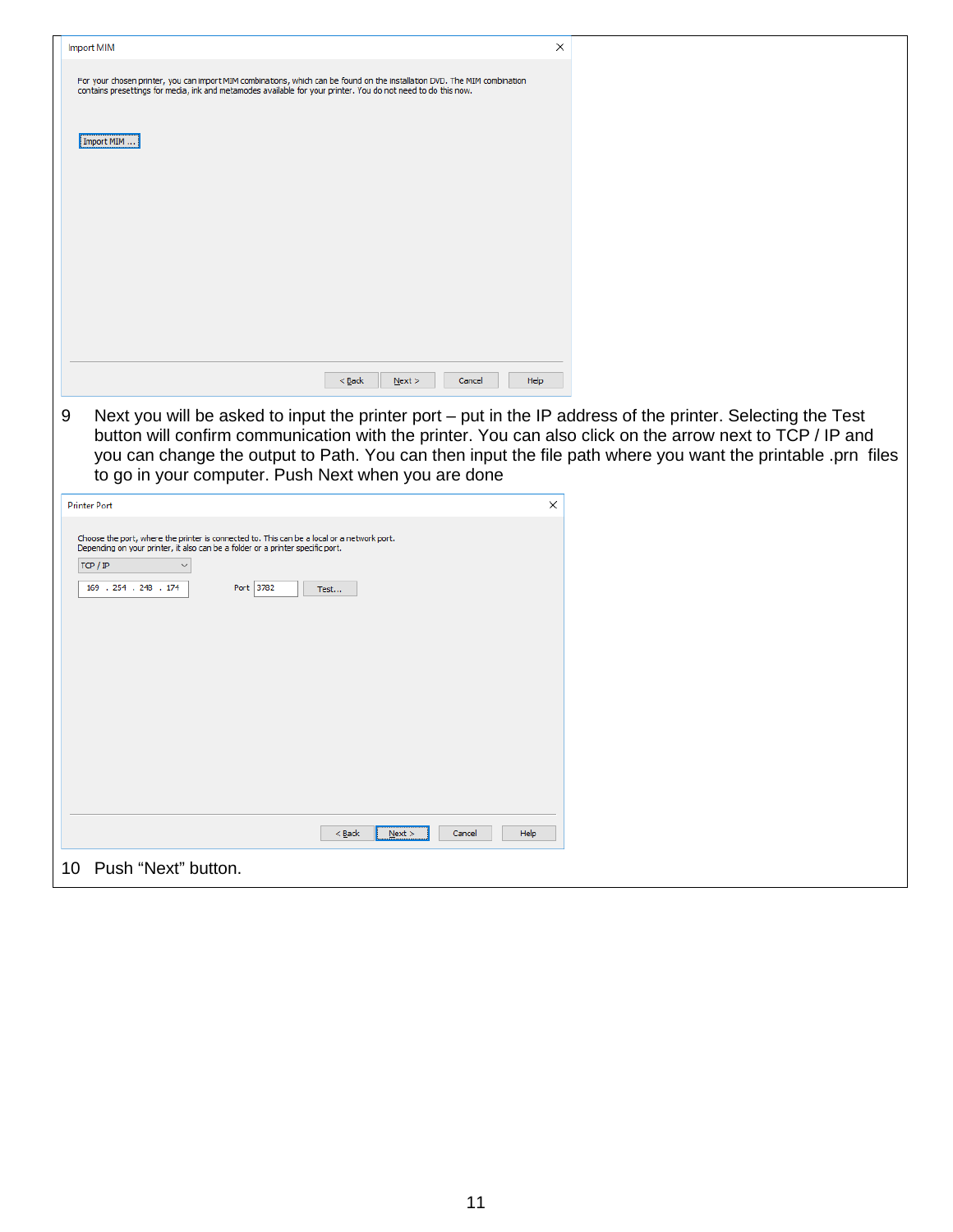Import MIM

For your chosen printer, you can import MIM combinations, which can be found on the installation DVD. The MIM combination contains presettings for media, ink and metamodes available for your printer. You do not need to do this now.

Import MIM ...

< Back | Next > | Cancel | Help

9 Next you will be asked to input the printer port – put in the IP address of the printer. Selecting the Test button will confirm communication with the printer. You can also click on the arrow next to TCP / IP and you can change the output to Path. You can then input the file path where you want the printable .prn files to go in your computer. Push Next when you are done

Printer Port

Choose the port, where the printer is connected to. This can be a local or a network port. Depending on your printer, it also can be a folder or a printer specific port.

TCP / IP

169 . 254 . 248 . 174 Port 3782 Test...

< Back | Next > | Cancel | Help

10 Push "Next" button.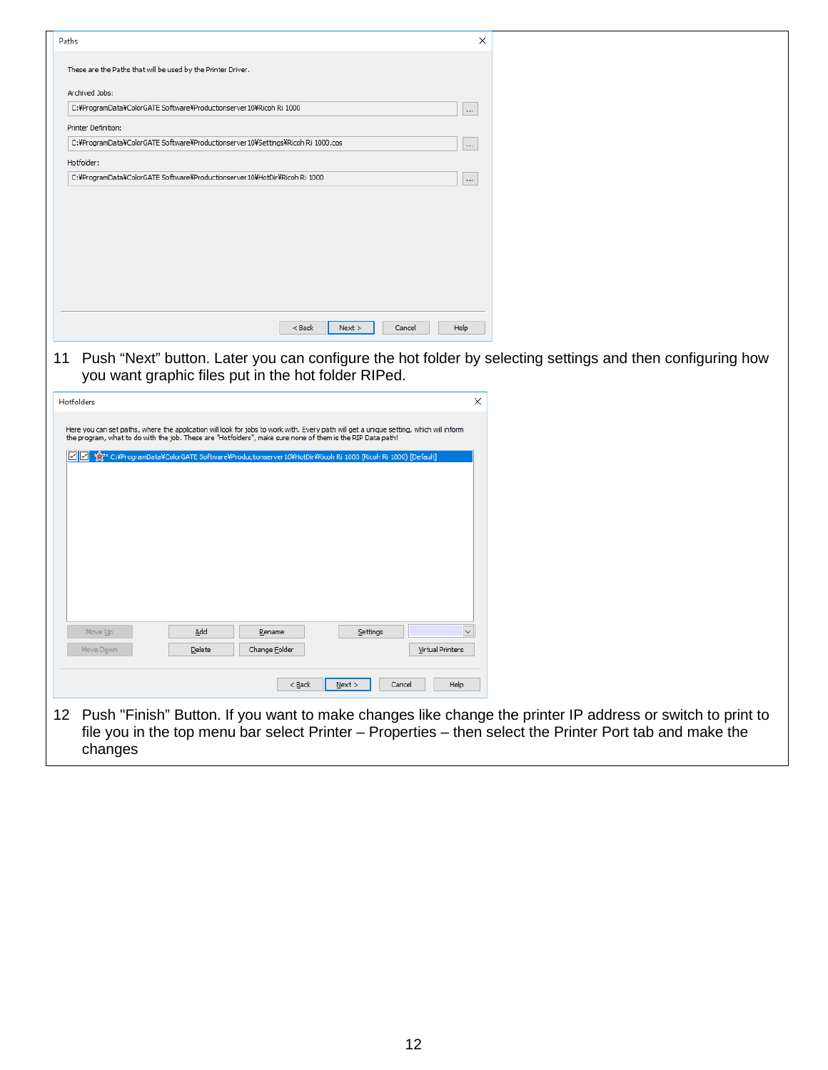Paths

These are the Paths that will be used by the Printer Driver.

Archived Jobs:
C:¥ProgramData¥ColorGATE Software¥Productionserver10¥Ricoh Ri 1000

Printer Definition:
C:¥ProgramData¥ColorGATE Software¥Productionserver10¥Settings¥Ricoh Ri 1000.cos

Hotfolder:
C:¥ProgramData¥ColorGATE Software¥Productionserver10¥HotDir¥Ricoh Ri 1000

< Back | Next > | Cancel | Help

11 Push “Next” button. Later you can configure the hot folder by selecting settings and then configuring how you want graphic files put in the hot folder RIPed.

Hotfolders

Here you can set paths, where the application will look for jobs to work with. Every path will get a unique setting, which will inform the program, what to do with the job. These are "Hotfolders", make sure none of them is the RIP Data path!

C:¥ProgramData¥ColorGATE Software¥Productionserver10¥HotDir¥Ricoh Ri 1000 (Ricoh Ri 1000) [Default]

Move Up | Add | Rename | Settings
Move Down | Delete | Change Folder | Virtual Printers

< Back | Next > | Cancel | Help

12 Push "Finish" Button. If you want to make changes like change the printer IP address or switch to print to file you in the top menu bar select Printer – Properties – then select the Printer Port tab and make the changes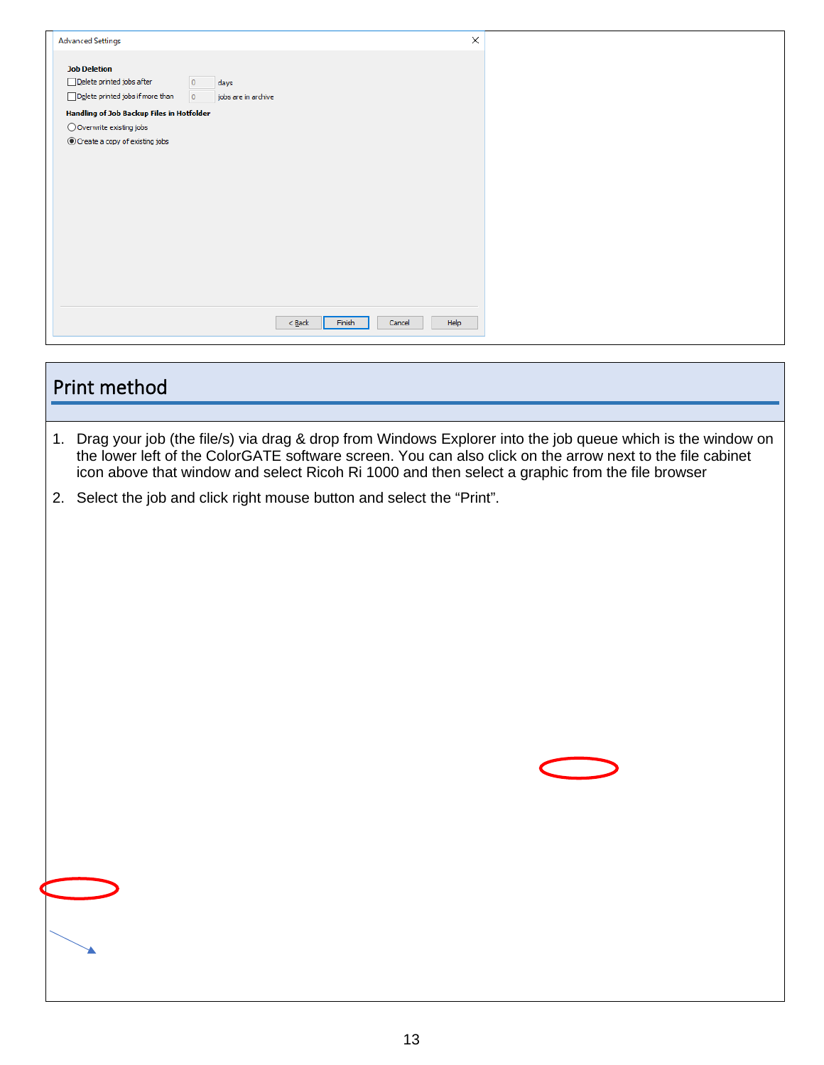Advanced Settings

**Job Deletion**

- [ ] Delete printed jobs after 0 days
- [ ] Delete printed jobs if more than 0 jobs are in archive

**Handling of Job Backup Files in Hotfolder**

- ( ) Overwrite existing jobs
- (•) Create a copy of existing jobs

< Back | Finish | Cancel | Help

## Print method

1. Drag your job (the file/s) via drag & drop from Windows Explorer into the job queue which is the window on the lower left of the ColorGATE software screen. You can also click on the arrow next to the file cabinet icon above that window and select Ricoh Ri 1000 and then select a graphic from the file browser
2. Select the job and click right mouse button and select the “Print”.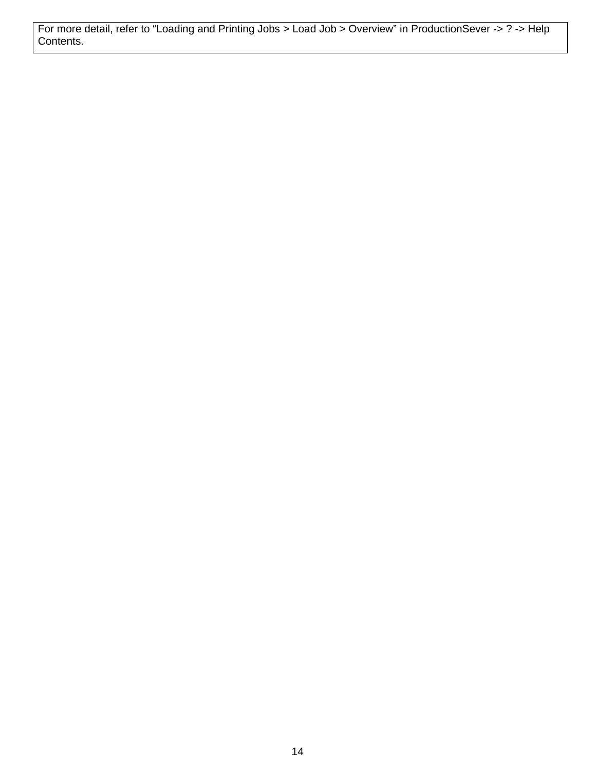For more detail, refer to “Loading and Printing Jobs > Load Job > Overview” in ProductionSever -> ? -> Help Contents.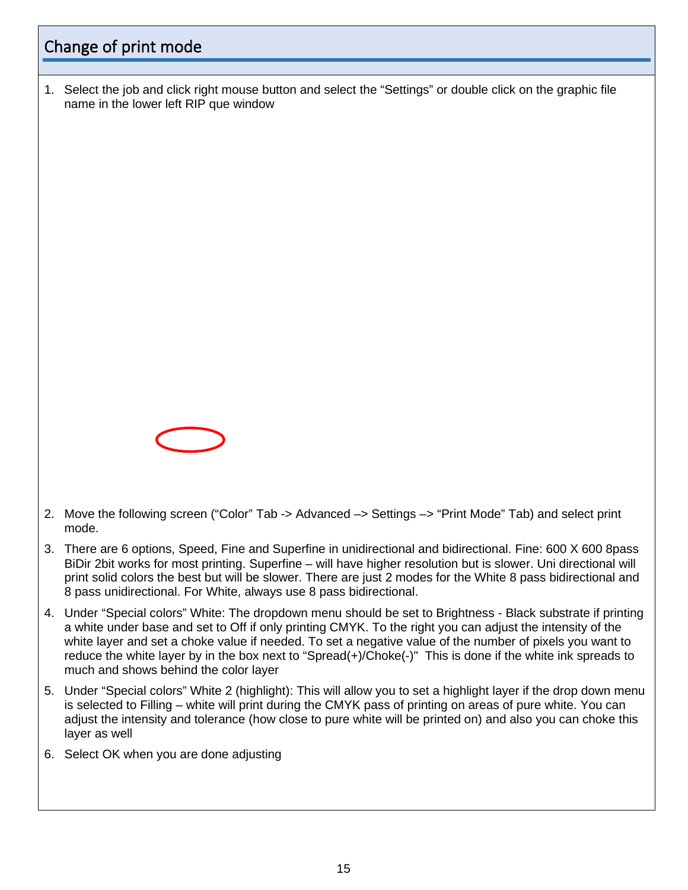## Change of print mode

1. Select the job and click right mouse button and select the "Settings" or double click on the graphic file name in the lower left RIP que window

2. Move the following screen ("Color" Tab -> Advanced –> Settings –> "Print Mode" Tab) and select print mode.
3. There are 6 options, Speed, Fine and Superfine in unidirectional and bidirectional. Fine: 600 X 600 8pass BiDir 2bit works for most printing. Superfine – will have higher resolution but is slower. Uni directional will print solid colors the best but will be slower. There are just 2 modes for the White 8 pass bidirectional and 8 pass unidirectional. For White, always use 8 pass bidirectional.
4. Under "Special colors" White: The dropdown menu should be set to Brightness - Black substrate if printing a white under base and set to Off if only printing CMYK. To the right you can adjust the intensity of the white layer and set a choke value if needed. To set a negative value of the number of pixels you want to reduce the white layer by in the box next to "Spread(+)/Choke(-)"  This is done if the white ink spreads to much and shows behind the color layer
5. Under "Special colors" White 2 (highlight): This will allow you to set a highlight layer if the drop down menu is selected to Filling – white will print during the CMYK pass of printing on areas of pure white. You can adjust the intensity and tolerance (how close to pure white will be printed on) and also you can choke this layer as well
6. Select OK when you are done adjusting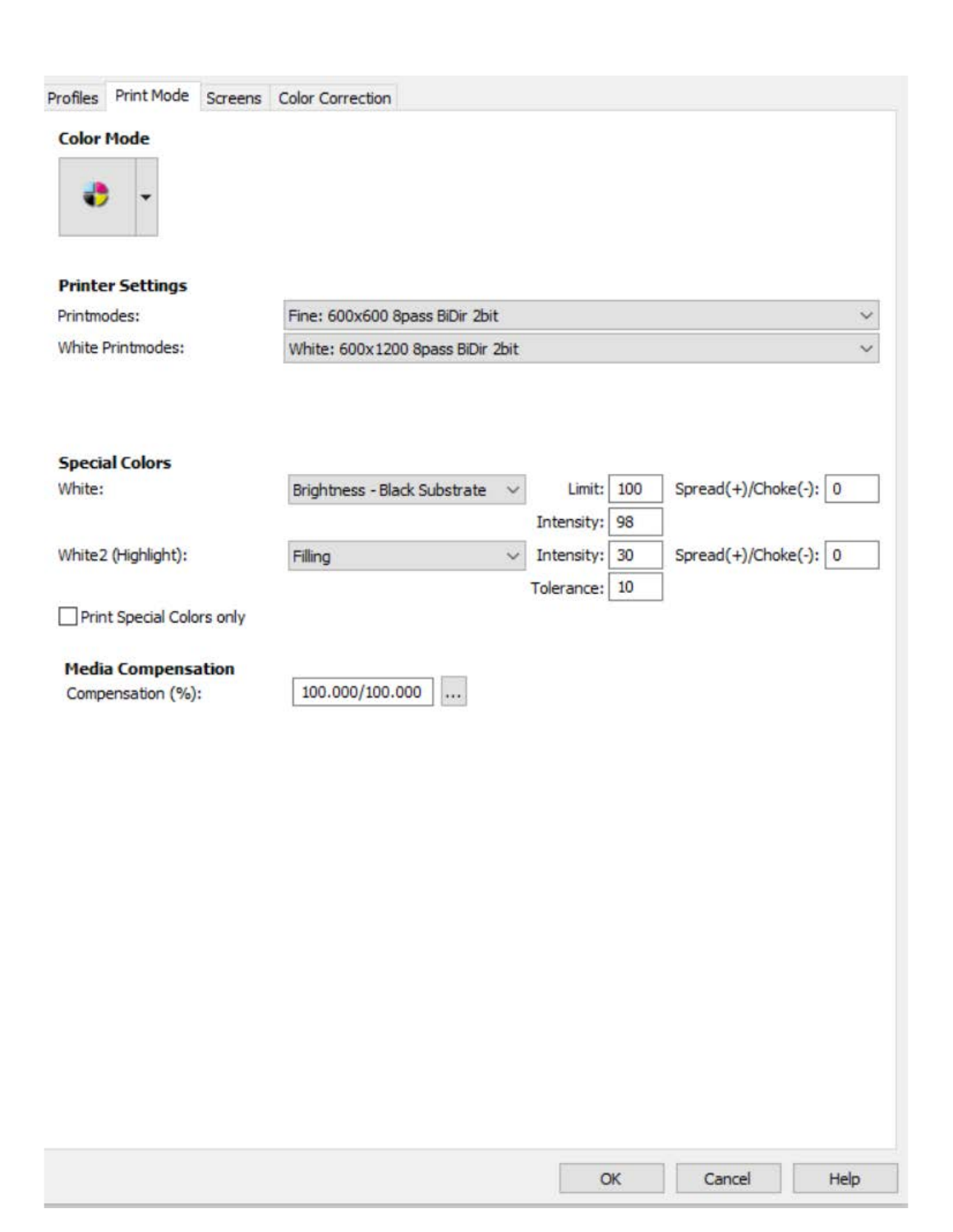Profiles | Print Mode | Screens | Color Correction

**Color Mode**

**Printer Settings**

Printmodes: Fine: 600x600 8pass BiDir 2bit

White Printmodes: White: 600x1200 8pass BiDir 2bit

**Special Colors**

White: Brightness - Black Substrate    Limit: 100    Spread(+)/Choke(-): 0

Intensity: 98

White2 (Highlight): Filling    Intensity: 30    Spread(+)/Choke(-): 0

Tolerance: 10

☐ Print Special Colors only

**Media Compensation**

Compensation (%): 100.000/100.000 ...

OK    Cancel    Help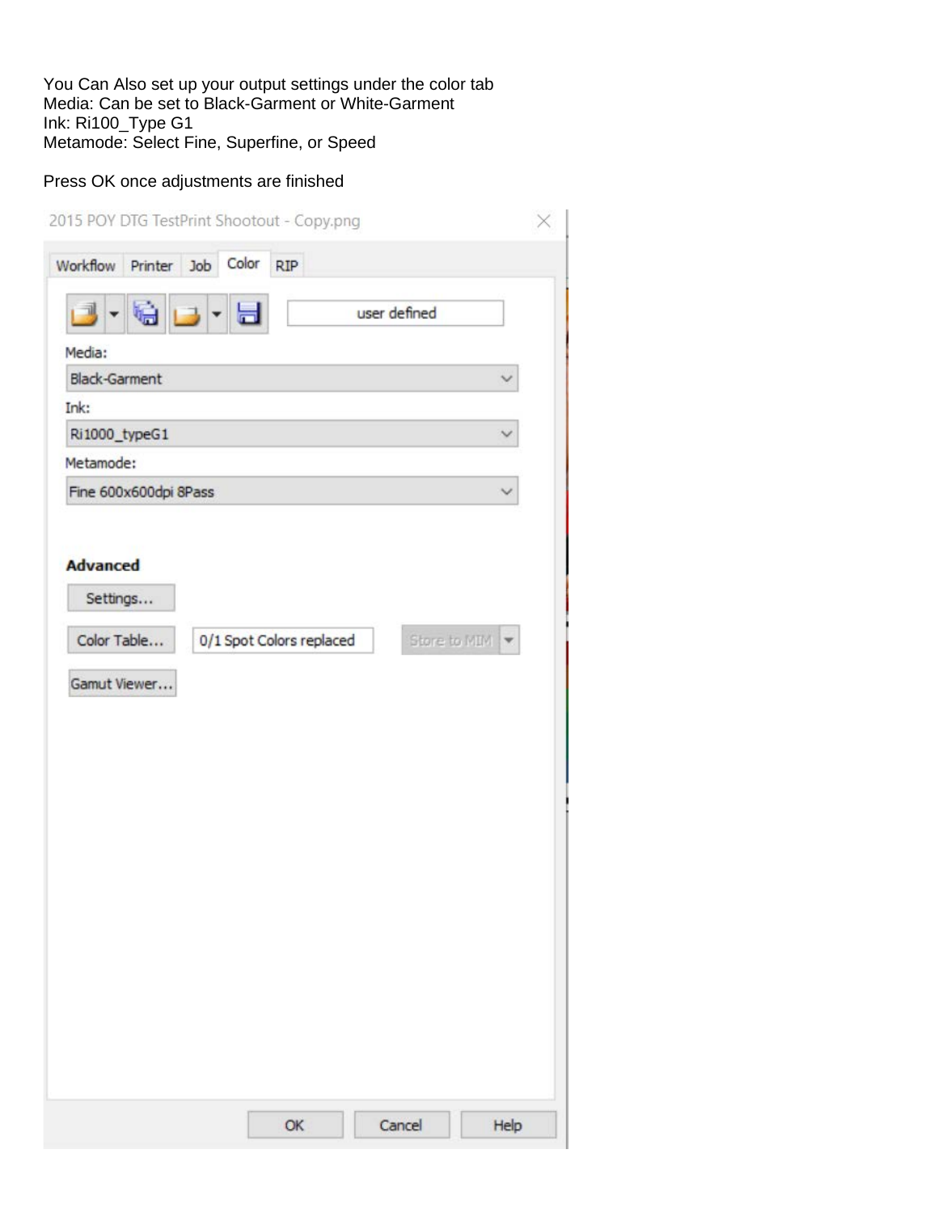You Can Also set up your output settings under the color tab
Media: Can be set to Black-Garment or White-Garment
Ink: Ri100_Type G1
Metamode: Select Fine, Superfine, or Speed

Press OK once adjustments are finished

2015 POY DTG TestPrint Shootout - Copy.png

Workflow Printer Job Color RIP

user defined

Media:
Black-Garment

Ink:
Ri1000_typeG1

Metamode:
Fine 600x600dpi 8Pass

**Advanced**

Settings...

Color Table... 0/1 Spot Colors replaced Store to MIM

Gamut Viewer...

OK Cancel Help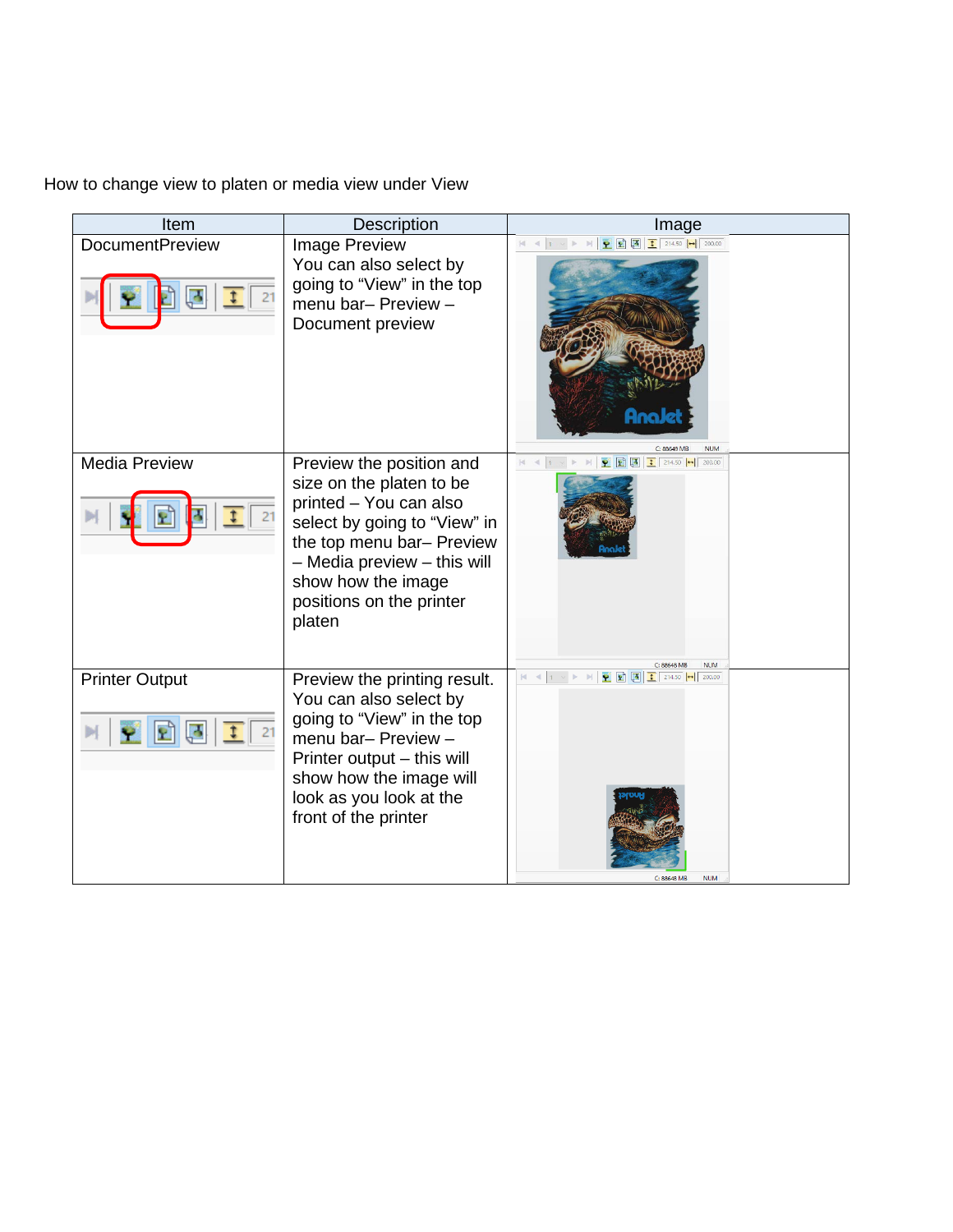How to change view to platen or media view under View

| Item | Description | Image |
|---|---|---|
| DocumentPreview | Image Preview<br>You can also select by going to "View" in the top menu bar– Preview – Document preview | |
| Media Preview | Preview the position and size on the platen to be printed – You can also select by going to "View" in the top menu bar– Preview – Media preview – this will show how the image positions on the printer platen | |
| Printer Output | Preview the printing result. You can also select by going to "View" in the top menu bar– Preview – Printer output – this will show how the image will look as you look at the front of the printer | |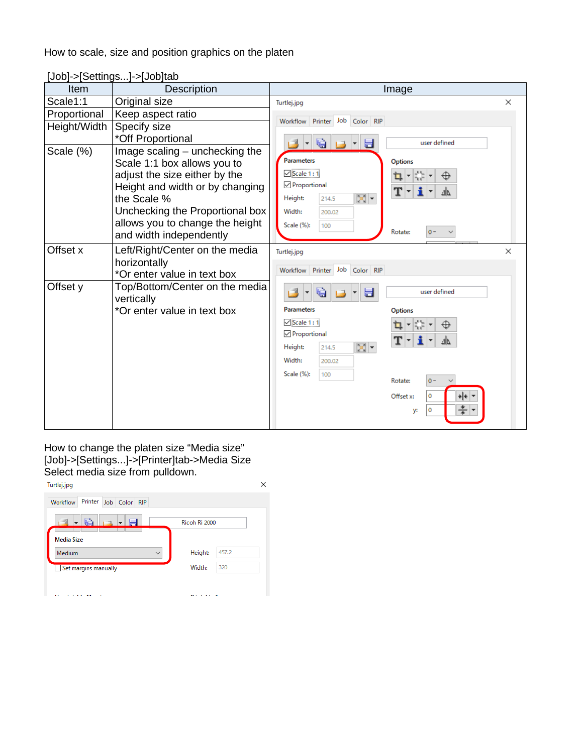How to scale, size and position graphics on the platen

[Job]->[Settings...]->[Job]tab

| Item | Description | Image |
|---|---|---|
| Scale1:1 | Original size | |
| Proportional | Keep aspect ratio | |
| Height/Width | Specify size<br>*Off Proportional | |
| Scale (%) | Image scaling – unchecking the Scale 1:1 box allows you to adjust the size either by the Height and width or by changing the Scale %<br>Unchecking the Proportional box allows you to change the height and width independently | |
| Offset x | Left/Right/Center on the media horizontally<br>*Or enter value in text box | |
| Offset y | Top/Bottom/Center on the media vertically<br>*Or enter value in text box | |

How to change the platen size “Media size”
[Job]->[Settings...]->[Printer]tab->Media Size
Select media size from pulldown.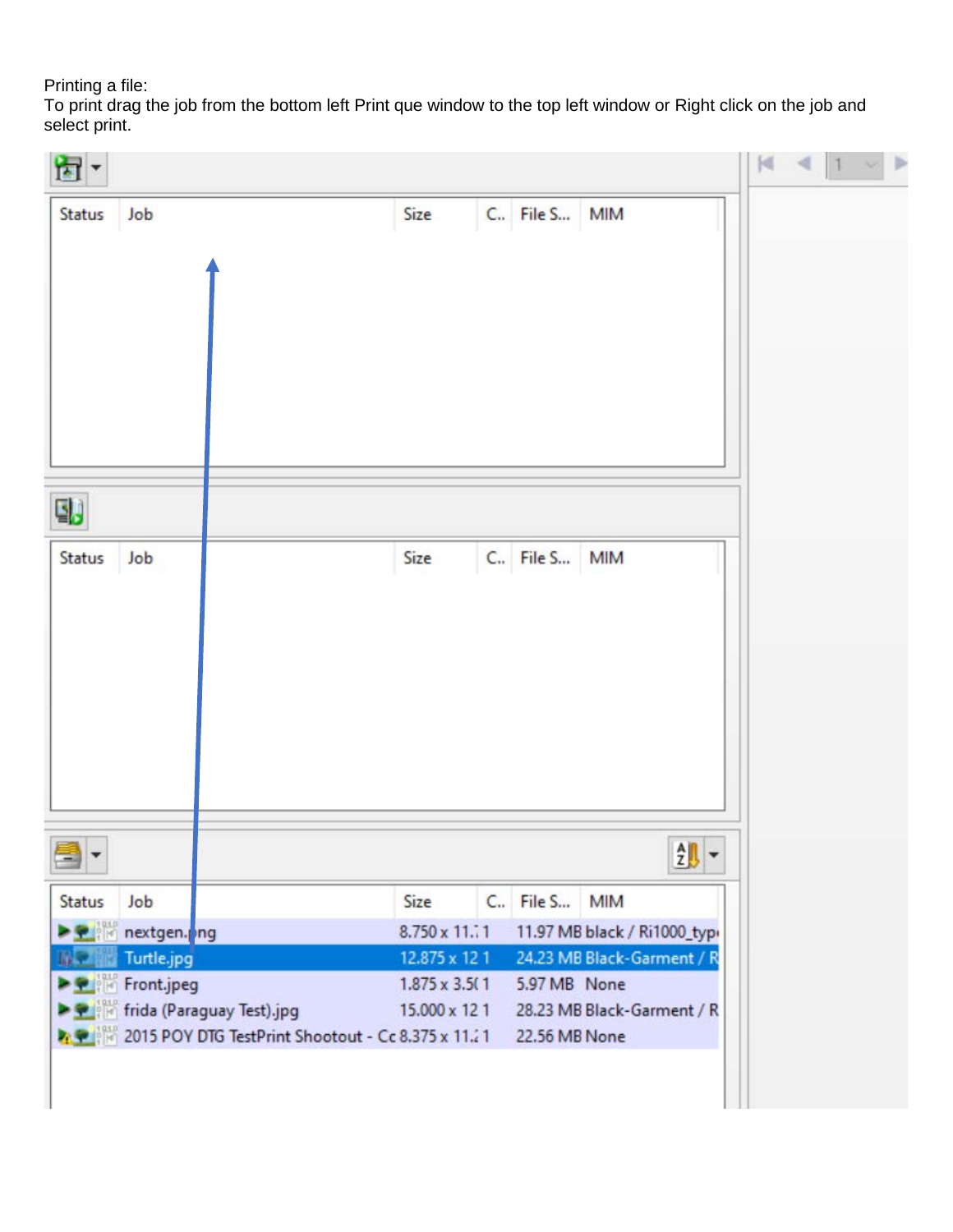Printing a file:
To print drag the job from the bottom left Print que window to the top left window or Right click on the job and select print.

| Status | Job | Size | C.. | File S... | MIM |
|---|---|---|---|---|---|

| Status | Job | Size | C.. | File S... | MIM |
|---|---|---|---|---|---|

| Status | Job | Size | C.. | File S... | MIM |
|---|---|---|---|---|---|
| | nextgen.png | 8.750 x 11.: | 1 | 11.97 MB | black / Ri1000_typ |
| | Turtle.jpg | 12.875 x 12 | 1 | 24.23 MB | Black-Garment / R |
| | Front.jpeg | 1.875 x 3.5( | 1 | 5.97 MB | None |
| | frida (Paraguay Test).jpg | 15.000 x 12 | 1 | 28.23 MB | Black-Garment / R |
| | 2015 POY DTG TestPrint Shootout - Cc | 8.375 x 11.: | 1 | 22.56 MB | None |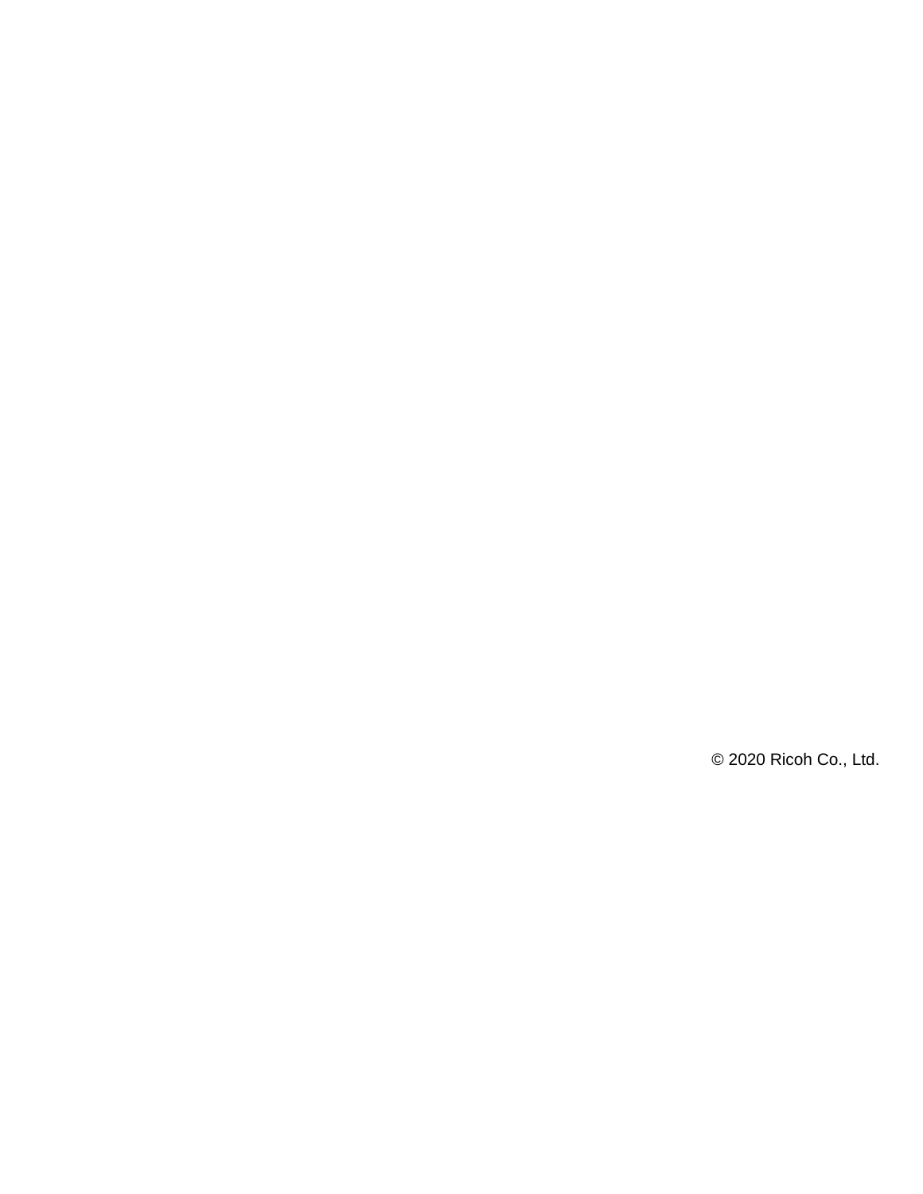© 2020 Ricoh Co., Ltd.